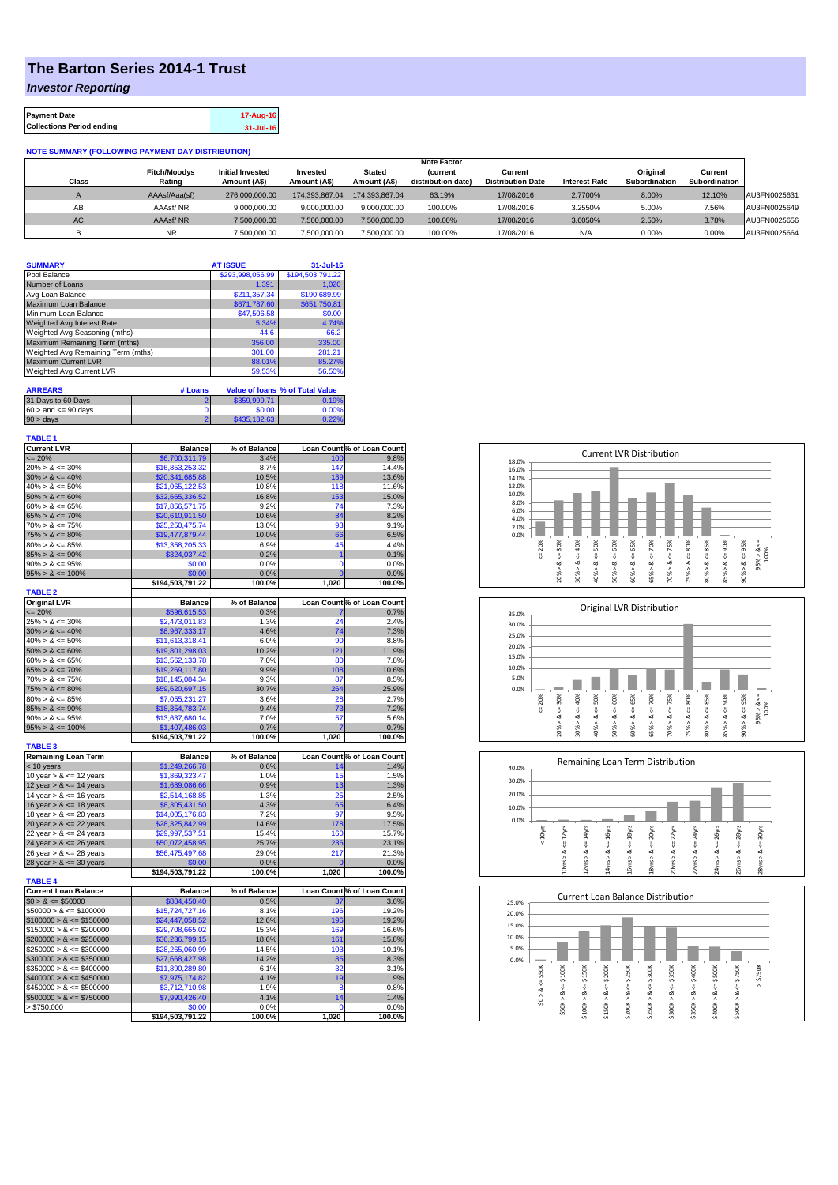# The Barton Series 2014-1 Trust

## *Investor Reporting*

| Payment Date | 17-Aug-16 |
|---|---|
| Collections Period ending | 31-Jul-16 |

**NOTE SUMMARY (FOLLOWING PAYMENT DAY DISTRIBUTION)**

| Class | Fitch/Moodys Rating | Initial Invested Amount (A$) | Invested Amount (A$) | Stated Amount (A$) | Note Factor (current distribution date) | Current Distribution Date | Interest Rate | Original Subordination | Current Subordination | |
|---|---|---|---|---|---|---|---|---|---|---|
| A | AAAsf/Aaa(sf) | 276,000,000.00 | 174,393,867.04 | 174,393,867.04 | 63.19% | 17/08/2016 | 2.7700% | 8.00% | 12.10% | AU3FN0025631 |
| AB | AAAsf/ NR | 9,000,000.00 | 9,000,000.00 | 9,000,000.00 | 100.00% | 17/08/2016 | 3.2550% | 5.00% | 7.56% | AU3FN0025649 |
| AC | AAAsf/ NR | 7,500,000.00 | 7,500,000.00 | 7,500,000.00 | 100.00% | 17/08/2016 | 3.6050% | 2.50% | 3.78% | AU3FN0025656 |
| B | NR | 7,500,000.00 | 7,500,000.00 | 7,500,000.00 | 100.00% | 17/08/2016 | N/A | 0.00% | 0.00% | AU3FN0025664 |

| SUMMARY | AT ISSUE | 31-Jul-16 |
|---|---|---|
| Pool Balance | $293,998,056.99 | $194,503,791.22 |
| Number of Loans | 1,391 | 1,020 |
| Avg Loan Balance | $211,357.34 | $190,689.99 |
| Maximum Loan Balance | $671,787.60 | $651,750.81 |
| Minimum Loan Balance | $47,506.58 | $0.00 |
| Weighted Avg Interest Rate | 5.34% | 4.74% |
| Weighted Avg Seasoning (mths) | 44.6 | 66.2 |
| Maximum Remaining Term (mths) | 356.00 | 335.00 |
| Weighted Avg Remaining Term (mths) | 301.00 | 281.21 |
| Maximum Current LVR | 88.01% | 85.27% |
| Weighted Avg Current LVR | 59.53% | 56.50% |

| ARREARS | # Loans | Value of loans | % of Total Value |
|---|---|---|---|
| 31 Days to 60 Days | 2 | $359,999.71 | 0.19% |
| 60 > and <= 90 days | 0 | $0.00 | 0.00% |
| 90 > days | 2 | $435,132.63 | 0.22% |

**TABLE 1**

| Current LVR | Balance | % of Balance | Loan Count | % of Loan Count |
|---|---|---|---|---|
| <= 20% | $6,700,311.79 | 3.4% | 100 | 9.8% |
| 20% > & <= 30% | $16,853,253.32 | 8.7% | 147 | 14.4% |
| 30% > & <= 40% | $20,341,685.88 | 10.5% | 139 | 13.6% |
| 40% > & <= 50% | $21,065,122.53 | 10.8% | 118 | 11.6% |
| 50% > & <= 60% | $32,665,336.52 | 16.8% | 153 | 15.0% |
| 60% > & <= 65% | $17,856,571.75 | 9.2% | 74 | 7.3% |
| 65% > & <= 70% | $20,610,911.50 | 10.6% | 84 | 8.2% |
| 70% > & <= 75% | $25,250,475.74 | 13.0% | 93 | 9.1% |
| 75% > & <= 80% | $19,479,877.49 | 10.0% | 66 | 6.5% |
| 80% > & <= 85% | $13,358,205.33 | 6.9% | 45 | 4.4% |
| 85% > & <= 90% | $324,037.42 | 0.2% | 1 | 0.1% |
| 90% > & <= 95% | $0.00 | 0.0% | 0 | 0.0% |
| 95% > & <= 100% | $0.00 | 0.0% | 0 | 0.0% |
| | $194,503,791.22 | 100.0% | 1,020 | 100.0% |

**TABLE 2**

| Original LVR | Balance | % of Balance | Loan Count | % of Loan Count |
|---|---|---|---|---|
| <= 20% | $596,615.53 | 0.3% | 7 | 0.7% |
| 25% > & <= 30% | $2,473,011.83 | 1.3% | 24 | 2.4% |
| 30% > & <= 40% | $8,967,333.17 | 4.6% | 74 | 7.3% |
| 40% > & <= 50% | $11,613,318.41 | 6.0% | 90 | 8.8% |
| 50% > & <= 60% | $19,801,298.03 | 10.2% | 121 | 11.9% |
| 60% > & <= 65% | $13,562,133.78 | 7.0% | 80 | 7.8% |
| 65% > & <= 70% | $19,269,117.80 | 9.9% | 108 | 10.6% |
| 70% > & <= 75% | $18,145,084.34 | 9.3% | 87 | 8.5% |
| 75% > & <= 80% | $59,620,697.15 | 30.7% | 264 | 25.9% |
| 80% > & <= 85% | $7,055,231.27 | 3.6% | 28 | 2.7% |
| 85% > & <= 90% | $18,354,783.74 | 9.4% | 73 | 7.2% |
| 90% > & <= 95% | $13,637,680.14 | 7.0% | 57 | 5.6% |
| 95% > & <= 100% | $1,407,486.03 | 0.7% | 7 | 0.7% |
| | $194,503,791.22 | 100.0% | 1,020 | 100.0% |

**TABLE 3**

| Remaining Loan Term | Balance | % of Balance | Loan Count | % of Loan Count |
|---|---|---|---|---|
| < 10 years | $1,249,266.78 | 0.6% | 14 | 1.4% |
| 10 year > & <= 12 years | $1,869,323.47 | 1.0% | 15 | 1.5% |
| 12 year > & <= 14 years | $1,689,086.66 | 0.9% | 13 | 1.3% |
| 14 year > & <= 16 years | $2,514,168.85 | 1.3% | 25 | 2.5% |
| 16 year > & <= 18 years | $8,305,431.50 | 4.3% | 65 | 6.4% |
| 18 year > & <= 20 years | $14,005,176.83 | 7.2% | 97 | 9.5% |
| 20 year > & <= 22 years | $28,325,842.99 | 14.6% | 178 | 17.5% |
| 22 year > & <= 24 years | $29,997,537.51 | 15.4% | 160 | 15.7% |
| 24 year > & <= 26 years | $50,072,458.95 | 25.7% | 236 | 23.1% |
| 26 year > & <= 28 years | $56,475,497.68 | 29.0% | 217 | 21.3% |
| 28 year > & <= 30 years | $0.00 | 0.0% | 0 | 0.0% |
| | $194,503,791.22 | 100.0% | 1,020 | 100.0% |

**TABLE 4**

| Current Loan Balance | Balance | % of Balance | Loan Count | % of Loan Count |
|---|---|---|---|---|
| $0 > & <= $50000 | $884,450.40 | 0.5% | 37 | 3.6% |
| $50000 > & <= $100000 | $15,724,727.16 | 8.1% | 196 | 19.2% |
| $100000 > & <= $150000 | $24,447,058.52 | 12.6% | 196 | 19.2% |
| $150000 > & <= $200000 | $29,708,665.02 | 15.3% | 169 | 16.6% |
| $200000 > & <= $250000 | $36,236,799.15 | 18.6% | 161 | 15.8% |
| $250000 > & <= $300000 | $28,265,060.99 | 14.5% | 103 | 10.1% |
| $300000 > & <= $350000 | $27,668,427.98 | 14.2% | 85 | 8.3% |
| $350000 > & <= $400000 | $11,890,289.80 | 6.1% | 32 | 3.1% |
| $400000 > & <= $450000 | $7,975,174.82 | 4.1% | 19 | 1.9% |
| $450000 > & <= $500000 | $3,712,710.98 | 1.9% | 8 | 0.8% |
| $500000 > & <= $750000 | $7,990,426.40 | 4.1% | 14 | 1.4% |
| > $750,000 | $0.00 | 0.0% | 0 | 0.0% |
| | $194,503,791.22 | 100.0% | 1,020 | 100.0% |

Current LVR Distribution

Original LVR Distribution

Remaining Loan Term Distribution

Current Loan Balance Distribution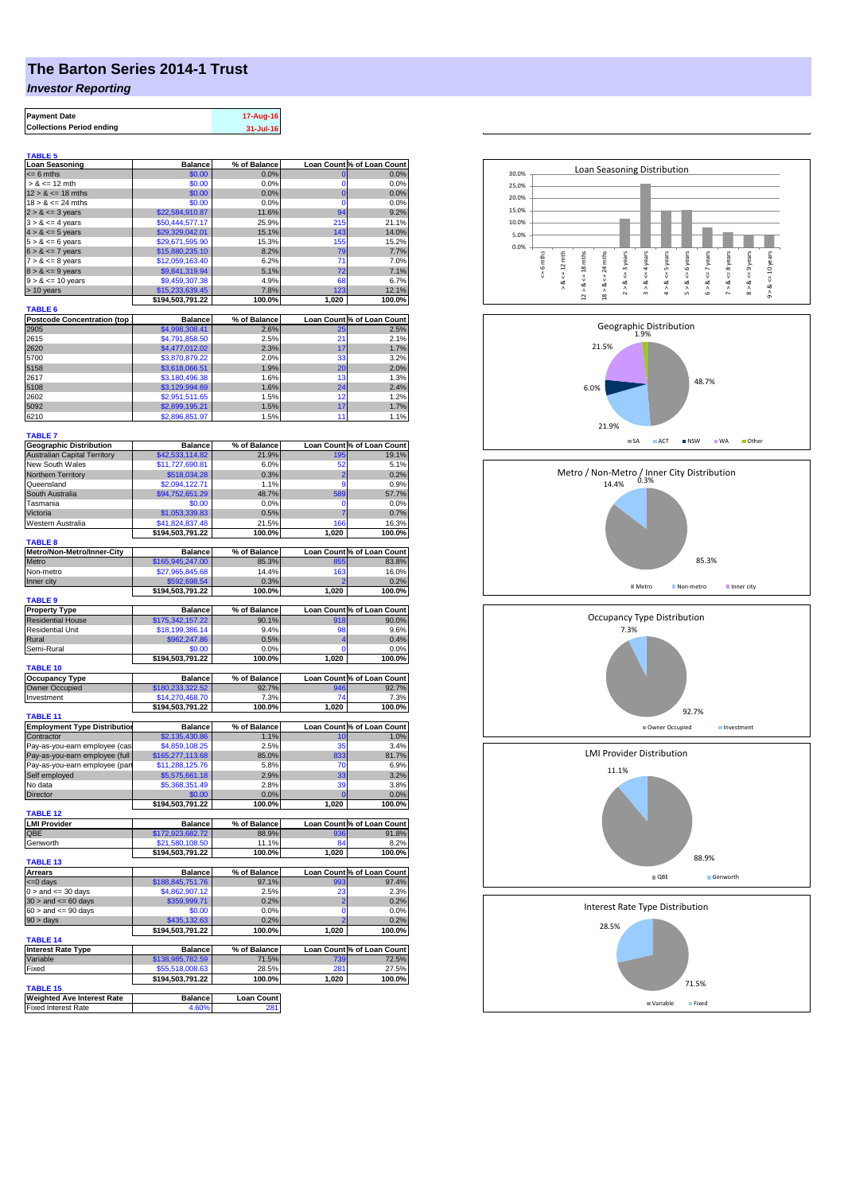# The Barton Series 2014-1 Trust

## *Investor Reporting*

| | |
|---|---|
| **Payment Date** | 17-Aug-16 |
| **Collections Period ending** | 31-Jul-16 |

**TABLE 5**

| Loan Seasoning | Balance | % of Balance | Loan Count | % of Loan Count |
|---|---|---|---|---|
| <= 6 mths | $0.00 | 0.0% | 0 | 0.0% |
| > & <= 12 mth | $0.00 | 0.0% | 0 | 0.0% |
| 12 > & <= 18 mths | $0.00 | 0.0% | 0 | 0.0% |
| 18 > & <= 24 mths | $0.00 | 0.0% | 0 | 0.0% |
| 2 > & <= 3 years | $22,584,910.87 | 11.6% | 94 | 9.2% |
| 3 > & <= 4 years | $50,444,577.17 | 25.9% | 215 | 21.1% |
| 4 > & <= 5 years | $29,329,042.01 | 15.1% | 143 | 14.0% |
| 5 > & <= 6 years | $29,671,595.90 | 15.3% | 155 | 15.2% |
| 6 > & <= 7 years | $15,880,235.10 | 8.2% | 79 | 7.7% |
| 7 > & <= 8 years | $12,059,163.40 | 6.2% | 71 | 7.0% |
| 8 > & <= 9 years | $9,841,319.94 | 5.1% | 72 | 7.1% |
| 9 > & <= 10 years | $9,459,307.38 | 4.9% | 68 | 6.7% |
| > 10 years | $15,233,639.45 | 7.8% | 123 | 12.1% |
| | $194,503,791.22 | 100.0% | 1,020 | 100.0% |

**TABLE 6**

| Postcode Concentration (top | Balance | % of Balance | Loan Count | % of Loan Count |
|---|---|---|---|---|
| 2905 | $4,998,308.41 | 2.6% | 25 | 2.5% |
| 2615 | $4,791,858.50 | 2.5% | 21 | 2.1% |
| 2620 | $4,477,012.02 | 2.3% | 17 | 1.7% |
| 5700 | $3,870,879.22 | 2.0% | 33 | 3.2% |
| 5158 | $3,618,066.51 | 1.9% | 20 | 2.0% |
| 2617 | $3,180,496.38 | 1.6% | 13 | 1.3% |
| 5108 | $3,129,994.69 | 1.6% | 24 | 2.4% |
| 2602 | $2,951,511.65 | 1.5% | 12 | 1.2% |
| 5092 | $2,899,195.21 | 1.5% | 17 | 1.7% |
| 6210 | $2,896,851.97 | 1.5% | 11 | 1.1% |

**TABLE 7**

| Geographic Distribution | Balance | % of Balance | Loan Count | % of Loan Count |
|---|---|---|---|---|
| Australian Capital Territory | $42,533,114.82 | 21.9% | 195 | 19.1% |
| New South Wales | $11,727,690.81 | 6.0% | 52 | 5.1% |
| Northern Territory | $518,034.28 | 0.3% | 2 | 0.2% |
| Queensland | $2,094,122.71 | 1.1% | 9 | 0.9% |
| South Australia | $94,752,651.29 | 48.7% | 589 | 57.7% |
| Tasmania | $0.00 | 0.0% | 0 | 0.0% |
| Victoria | $1,053,339.83 | 0.5% | 7 | 0.7% |
| Western Australia | $41,824,837.48 | 21.5% | 166 | 16.3% |
| | $194,503,791.22 | 100.0% | 1,020 | 100.0% |

**TABLE 8**

| Metro/Non-Metro/Inner-City | Balance | % of Balance | Loan Count | % of Loan Count |
|---|---|---|---|---|
| Metro | $165,945,247.00 | 85.3% | 855 | 83.8% |
| Non-metro | $27,965,845.68 | 14.4% | 163 | 16.0% |
| Inner city | $592,698.54 | 0.3% | 2 | 0.2% |
| | $194,503,791.22 | 100.0% | 1,020 | 100.0% |

**TABLE 9**

| Property Type | Balance | % of Balance | Loan Count | % of Loan Count |
|---|---|---|---|---|
| Residential House | $175,342,157.22 | 90.1% | 918 | 90.0% |
| Residential Unit | $18,199,386.14 | 9.4% | 98 | 9.6% |
| Rural | $962,247.86 | 0.5% | 4 | 0.4% |
| Semi-Rural | $0.00 | 0.0% | 0 | 0.0% |
| | $194,503,791.22 | 100.0% | 1,020 | 100.0% |

**TABLE 10**

| Occupancy Type | Balance | % of Balance | Loan Count | % of Loan Count |
|---|---|---|---|---|
| Owner Occupied | $180,233,322.52 | 92.7% | 946 | 92.7% |
| Investment | $14,270,468.70 | 7.3% | 74 | 7.3% |
| | $194,503,791.22 | 100.0% | 1,020 | 100.0% |

**TABLE 11**

| Employment Type Distributio | Balance | % of Balance | Loan Count | % of Loan Count |
|---|---|---|---|---|
| Contractor | $2,135,430.86 | 1.1% | 10 | 1.0% |
| Pay-as-you-earn employee (cas | $4,859,108.25 | 2.5% | 35 | 3.4% |
| Pay-as-you-earn employee (full | $165,277,113.68 | 85.0% | 833 | 81.7% |
| Pay-as-you-earn employee (part | $11,288,125.76 | 5.8% | 70 | 6.9% |
| Self employed | $5,575,661.18 | 2.9% | 33 | 3.2% |
| No data | $5,368,351.49 | 2.8% | 39 | 3.8% |
| Director | $0.00 | 0.0% | 0 | 0.0% |
| | $194,503,791.22 | 100.0% | 1,020 | 100.0% |

**TABLE 12**

| LMI Provider | Balance | % of Balance | Loan Count | % of Loan Count |
|---|---|---|---|---|
| QBE | $172,923,682.72 | 88.9% | 936 | 91.8% |
| Genworth | $21,580,108.50 | 11.1% | 84 | 8.2% |
| | $194,503,791.22 | 100.0% | 1,020 | 100.0% |

**TABLE 13**

| Arrears | Balance | % of Balance | Loan Count | % of Loan Count |
|---|---|---|---|---|
| <=0 days | $188,845,751.76 | 97.1% | 993 | 97.4% |
| 0 > and <= 30 days | $4,862,907.12 | 2.5% | 23 | 2.3% |
| 30 > and <= 60 days | $359,999.71 | 0.2% | 2 | 0.2% |
| 60 > and <= 90 days | $0.00 | 0.0% | 0 | 0.0% |
| 90 > days | $435,132.63 | 0.2% | 2 | 0.2% |
| | $194,503,791.22 | 100.0% | 1,020 | 100.0% |

**TABLE 14**

| Interest Rate Type | Balance | % of Balance | Loan Count | % of Loan Count |
|---|---|---|---|---|
| Variable | $138,985,782.59 | 71.5% | 739 | 72.5% |
| Fixed | $55,518,008.63 | 28.5% | 281 | 27.5% |
| | $194,503,791.22 | 100.0% | 1,020 | 100.0% |

**TABLE 15**

| Weighted Ave Interest Rate | Balance | Loan Count |
|---|---|---|
| Fixed Interest Rate | 4.60% | 281 |

Loan Seasoning Distribution
30.0%
25.0%
20.0%
15.0%
10.0%
5.0%
0.0%
<= 6 mths
> & <= 12 mth
12 > & <= 18 mths
18 > & <= 24 mths
2 > & <= 3 years
3 > & <= 4 years
4 > & <= 5 years
5 > & <= 6 years
6 > & <= 7 years
7 > & <= 8 years
8 > & <= 9 years
9 > & <= 10 years

Geographic Distribution
1.9%
21.5%
6.0%
48.7%
21.9%
SA ACT NSW WA Other

Metro / Non-Metro / Inner City Distribution
14.4%
0.3%
85.3%
Metro Non-metro Inner city

Occupancy Type Distribution
7.3%
92.7%
Owner Occupied Investment

LMI Provider Distribution
11.1%
88.9%
QBE Genworth

Interest Rate Type Distribution
28.5%
71.5%
Variable Fixed